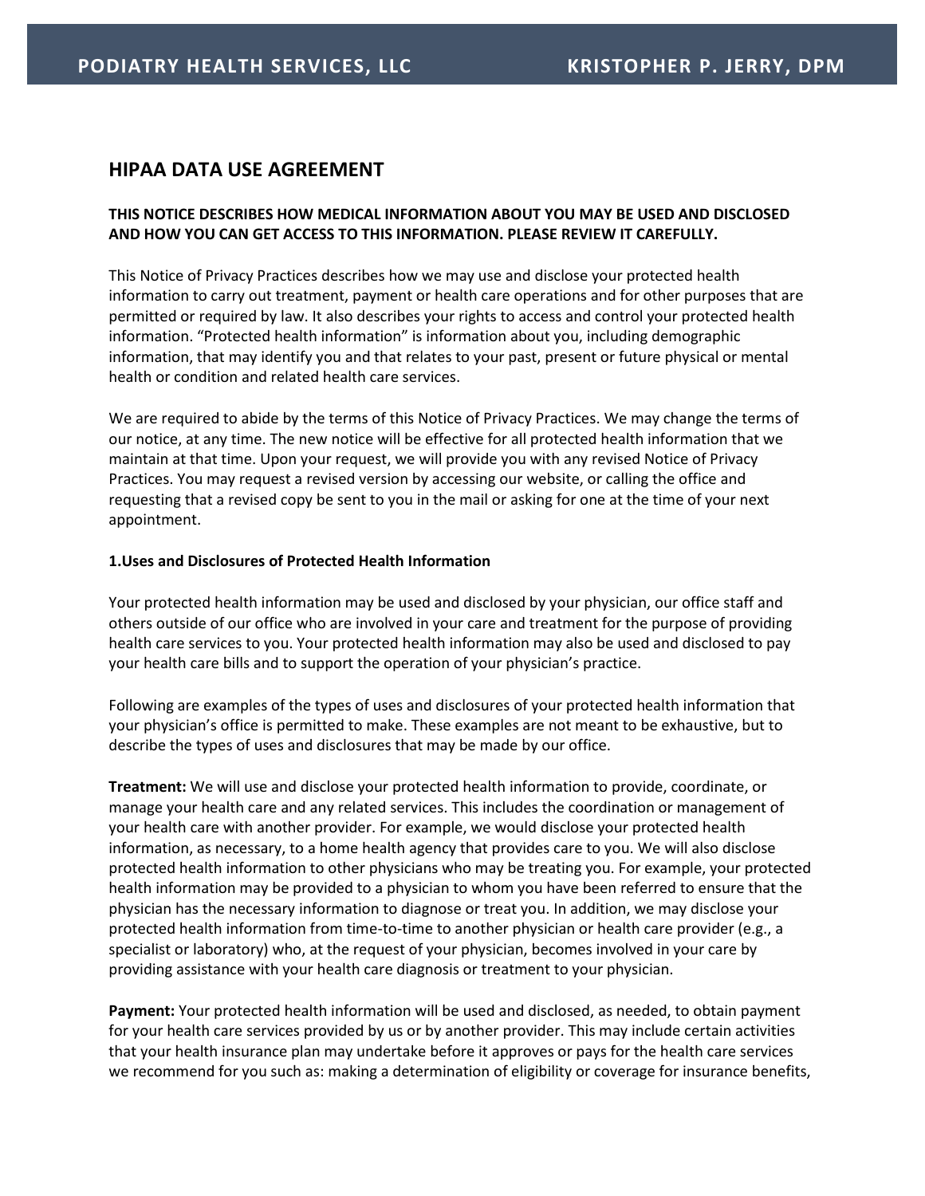## HIPAA DATA USE AGREEMENT

**THIS NOTICE DESCRIBES HOW MEDICAL INFORMATION ABOUT YOU MAY BE USED AND DISCLOSED AND HOW YOU CAN GET ACCESS TO THIS INFORMATION. PLEASE REVIEW IT CAREFULLY.**

This Notice of Privacy Practices describes how we may use and disclose your protected health information to carry out treatment, payment or health care operations and for other purposes that are permitted or required by law. It also describes your rights to access and control your protected health information. "Protected health information" is information about you, including demographic information, that may identify you and that relates to your past, present or future physical or mental health or condition and related health care services.

We are required to abide by the terms of this Notice of Privacy Practices. We may change the terms of our notice, at any time. The new notice will be effective for all protected health information that we maintain at that time. Upon your request, we will provide you with any revised Notice of Privacy Practices. You may request a revised version by accessing our website, or calling the office and requesting that a revised copy be sent to you in the mail or asking for one at the time of your next appointment.

**1.Uses and Disclosures of Protected Health Information**

Your protected health information may be used and disclosed by your physician, our office staff and others outside of our office who are involved in your care and treatment for the purpose of providing health care services to you. Your protected health information may also be used and disclosed to pay your health care bills and to support the operation of your physician's practice.

Following are examples of the types of uses and disclosures of your protected health information that your physician's office is permitted to make. These examples are not meant to be exhaustive, but to describe the types of uses and disclosures that may be made by our office.

**Treatment:** We will use and disclose your protected health information to provide, coordinate, or manage your health care and any related services. This includes the coordination or management of your health care with another provider. For example, we would disclose your protected health information, as necessary, to a home health agency that provides care to you. We will also disclose protected health information to other physicians who may be treating you. For example, your protected health information may be provided to a physician to whom you have been referred to ensure that the physician has the necessary information to diagnose or treat you. In addition, we may disclose your protected health information from time-to-time to another physician or health care provider (e.g., a specialist or laboratory) who, at the request of your physician, becomes involved in your care by providing assistance with your health care diagnosis or treatment to your physician.

**Payment:** Your protected health information will be used and disclosed, as needed, to obtain payment for your health care services provided by us or by another provider. This may include certain activities that your health insurance plan may undertake before it approves or pays for the health care services we recommend for you such as: making a determination of eligibility or coverage for insurance benefits,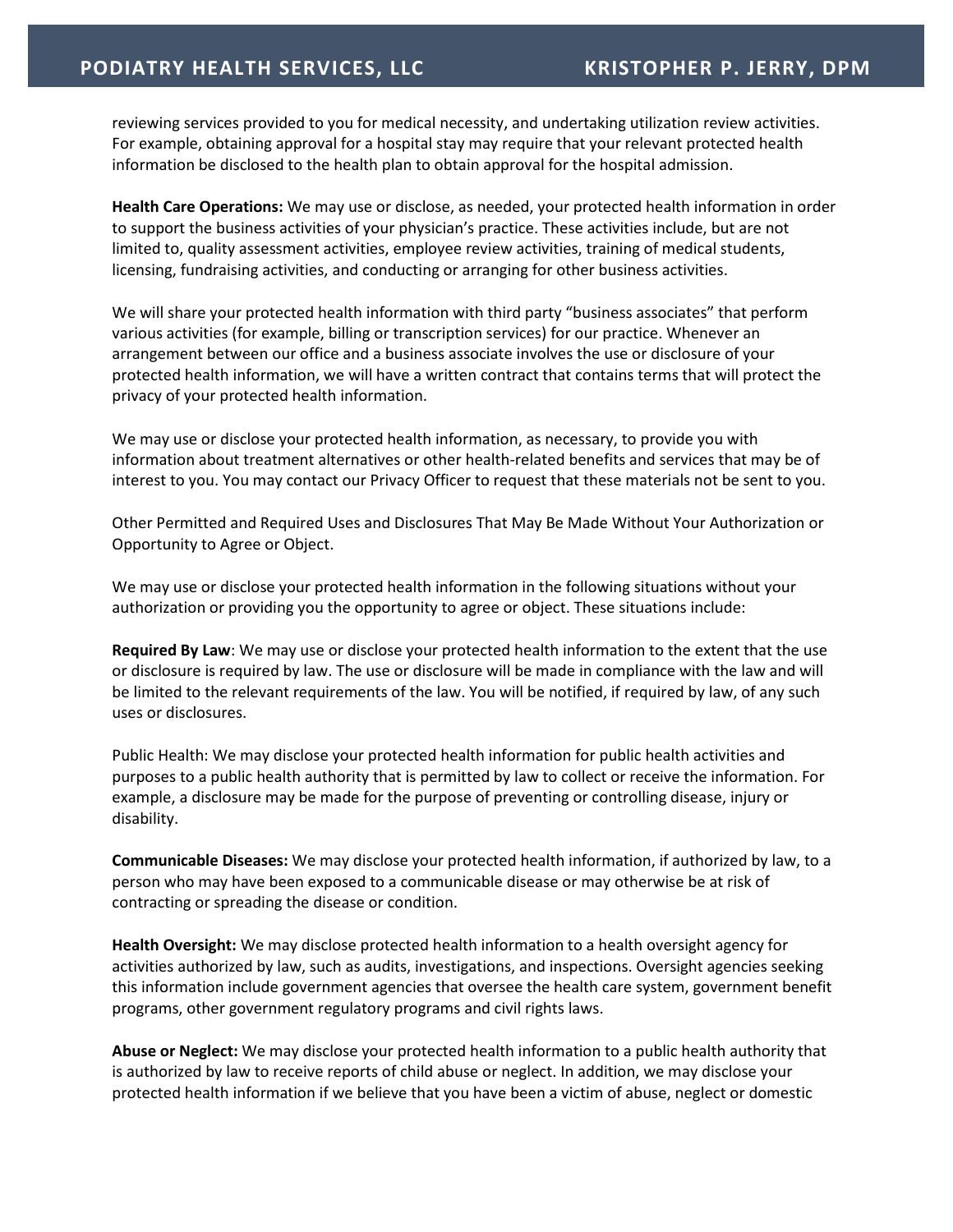reviewing services provided to you for medical necessity, and undertaking utilization review activities. For example, obtaining approval for a hospital stay may require that your relevant protected health information be disclosed to the health plan to obtain approval for the hospital admission.

**Health Care Operations:** We may use or disclose, as needed, your protected health information in order to support the business activities of your physician's practice. These activities include, but are not limited to, quality assessment activities, employee review activities, training of medical students, licensing, fundraising activities, and conducting or arranging for other business activities.

We will share your protected health information with third party "business associates" that perform various activities (for example, billing or transcription services) for our practice. Whenever an arrangement between our office and a business associate involves the use or disclosure of your protected health information, we will have a written contract that contains terms that will protect the privacy of your protected health information.

We may use or disclose your protected health information, as necessary, to provide you with information about treatment alternatives or other health-related benefits and services that may be of interest to you. You may contact our Privacy Officer to request that these materials not be sent to you.

Other Permitted and Required Uses and Disclosures That May Be Made Without Your Authorization or Opportunity to Agree or Object.

We may use or disclose your protected health information in the following situations without your authorization or providing you the opportunity to agree or object. These situations include:

**Required By Law**: We may use or disclose your protected health information to the extent that the use or disclosure is required by law. The use or disclosure will be made in compliance with the law and will be limited to the relevant requirements of the law. You will be notified, if required by law, of any such uses or disclosures.

Public Health: We may disclose your protected health information for public health activities and purposes to a public health authority that is permitted by law to collect or receive the information. For example, a disclosure may be made for the purpose of preventing or controlling disease, injury or disability.

**Communicable Diseases:** We may disclose your protected health information, if authorized by law, to a person who may have been exposed to a communicable disease or may otherwise be at risk of contracting or spreading the disease or condition.

**Health Oversight:** We may disclose protected health information to a health oversight agency for activities authorized by law, such as audits, investigations, and inspections. Oversight agencies seeking this information include government agencies that oversee the health care system, government benefit programs, other government regulatory programs and civil rights laws.

**Abuse or Neglect:** We may disclose your protected health information to a public health authority that is authorized by law to receive reports of child abuse or neglect. In addition, we may disclose your protected health information if we believe that you have been a victim of abuse, neglect or domestic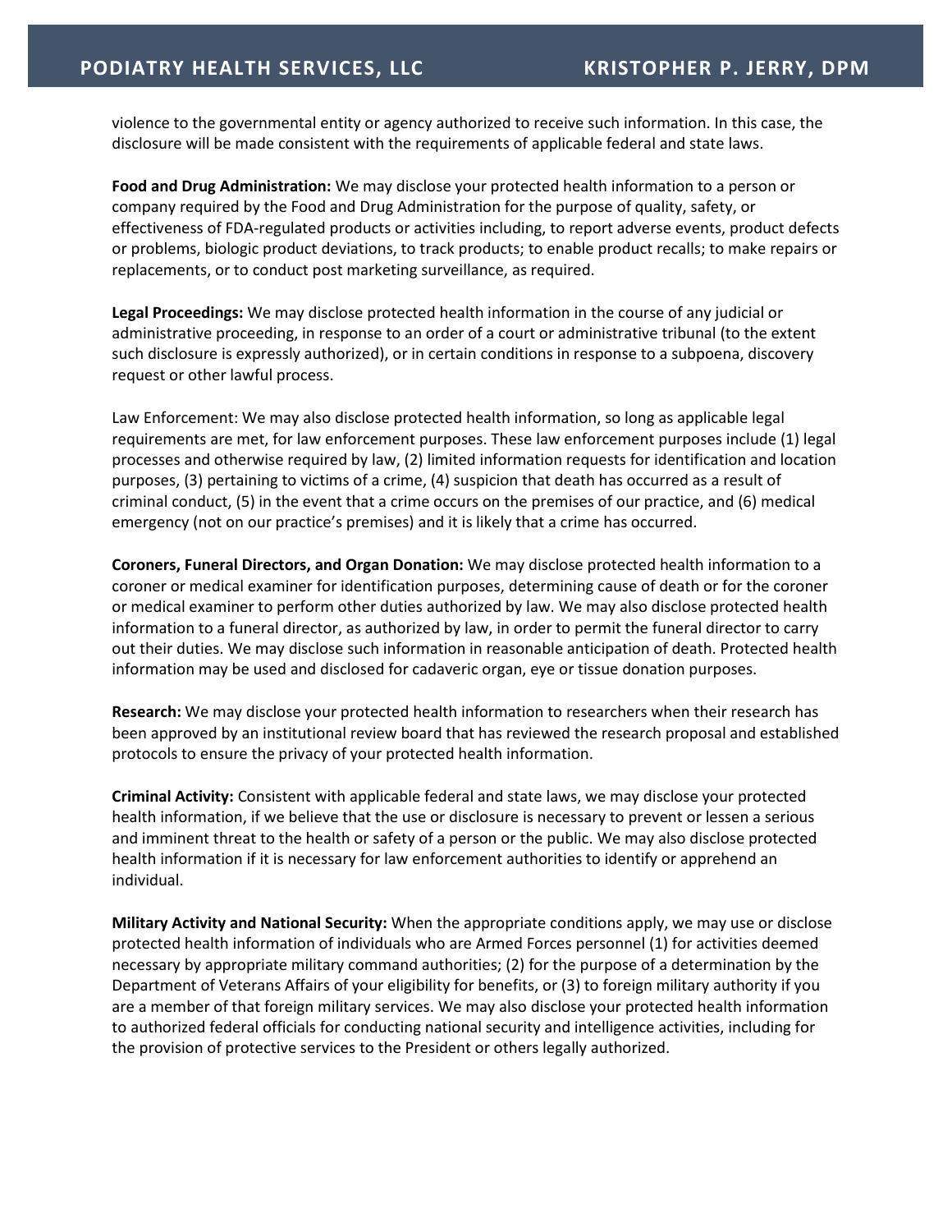violence to the governmental entity or agency authorized to receive such information. In this case, the disclosure will be made consistent with the requirements of applicable federal and state laws.

**Food and Drug Administration:** We may disclose your protected health information to a person or company required by the Food and Drug Administration for the purpose of quality, safety, or effectiveness of FDA-regulated products or activities including, to report adverse events, product defects or problems, biologic product deviations, to track products; to enable product recalls; to make repairs or replacements, or to conduct post marketing surveillance, as required.

**Legal Proceedings:** We may disclose protected health information in the course of any judicial or administrative proceeding, in response to an order of a court or administrative tribunal (to the extent such disclosure is expressly authorized), or in certain conditions in response to a subpoena, discovery request or other lawful process.

Law Enforcement: We may also disclose protected health information, so long as applicable legal requirements are met, for law enforcement purposes. These law enforcement purposes include (1) legal processes and otherwise required by law, (2) limited information requests for identification and location purposes, (3) pertaining to victims of a crime, (4) suspicion that death has occurred as a result of criminal conduct, (5) in the event that a crime occurs on the premises of our practice, and (6) medical emergency (not on our practice's premises) and it is likely that a crime has occurred.

**Coroners, Funeral Directors, and Organ Donation:** We may disclose protected health information to a coroner or medical examiner for identification purposes, determining cause of death or for the coroner or medical examiner to perform other duties authorized by law. We may also disclose protected health information to a funeral director, as authorized by law, in order to permit the funeral director to carry out their duties. We may disclose such information in reasonable anticipation of death. Protected health information may be used and disclosed for cadaveric organ, eye or tissue donation purposes.

**Research:** We may disclose your protected health information to researchers when their research has been approved by an institutional review board that has reviewed the research proposal and established protocols to ensure the privacy of your protected health information.

**Criminal Activity:** Consistent with applicable federal and state laws, we may disclose your protected health information, if we believe that the use or disclosure is necessary to prevent or lessen a serious and imminent threat to the health or safety of a person or the public. We may also disclose protected health information if it is necessary for law enforcement authorities to identify or apprehend an individual.

**Military Activity and National Security:** When the appropriate conditions apply, we may use or disclose protected health information of individuals who are Armed Forces personnel (1) for activities deemed necessary by appropriate military command authorities; (2) for the purpose of a determination by the Department of Veterans Affairs of your eligibility for benefits, or (3) to foreign military authority if you are a member of that foreign military services. We may also disclose your protected health information to authorized federal officials for conducting national security and intelligence activities, including for the provision of protective services to the President or others legally authorized.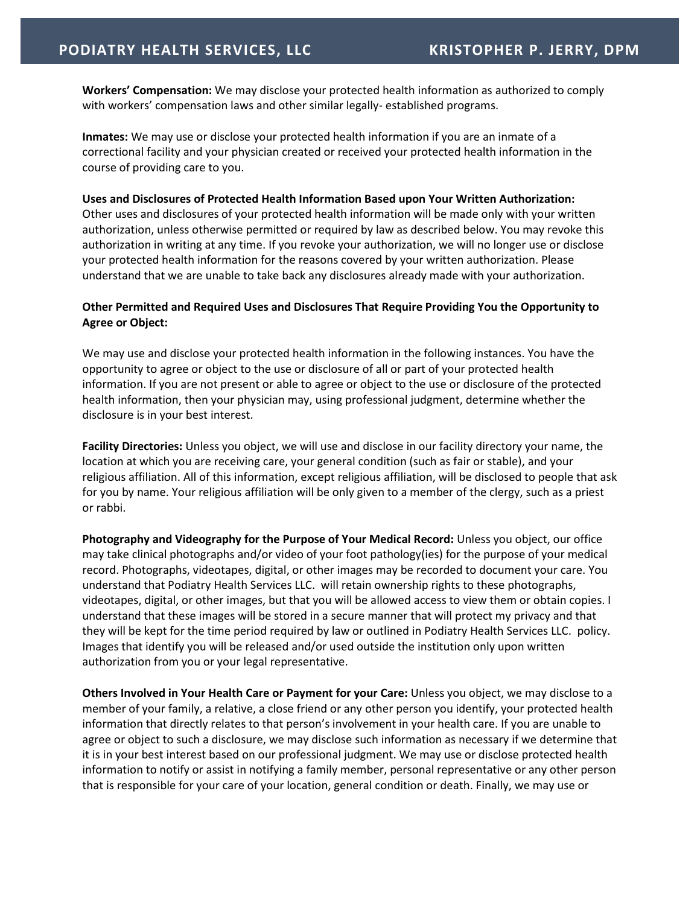**Workers' Compensation:** We may disclose your protected health information as authorized to comply with workers' compensation laws and other similar legally- established programs.

**Inmates:** We may use or disclose your protected health information if you are an inmate of a correctional facility and your physician created or received your protected health information in the course of providing care to you.

**Uses and Disclosures of Protected Health Information Based upon Your Written Authorization:** Other uses and disclosures of your protected health information will be made only with your written authorization, unless otherwise permitted or required by law as described below. You may revoke this authorization in writing at any time. If you revoke your authorization, we will no longer use or disclose your protected health information for the reasons covered by your written authorization. Please understand that we are unable to take back any disclosures already made with your authorization.

**Other Permitted and Required Uses and Disclosures That Require Providing You the Opportunity to Agree or Object:**

We may use and disclose your protected health information in the following instances. You have the opportunity to agree or object to the use or disclosure of all or part of your protected health information. If you are not present or able to agree or object to the use or disclosure of the protected health information, then your physician may, using professional judgment, determine whether the disclosure is in your best interest.

**Facility Directories:** Unless you object, we will use and disclose in our facility directory your name, the location at which you are receiving care, your general condition (such as fair or stable), and your religious affiliation. All of this information, except religious affiliation, will be disclosed to people that ask for you by name. Your religious affiliation will be only given to a member of the clergy, such as a priest or rabbi.

**Photography and Videography for the Purpose of Your Medical Record:** Unless you object, our office may take clinical photographs and/or video of your foot pathology(ies) for the purpose of your medical record. Photographs, videotapes, digital, or other images may be recorded to document your care. You understand that Podiatry Health Services LLC. will retain ownership rights to these photographs, videotapes, digital, or other images, but that you will be allowed access to view them or obtain copies. I understand that these images will be stored in a secure manner that will protect my privacy and that they will be kept for the time period required by law or outlined in Podiatry Health Services LLC. policy. Images that identify you will be released and/or used outside the institution only upon written authorization from you or your legal representative.

**Others Involved in Your Health Care or Payment for your Care:** Unless you object, we may disclose to a member of your family, a relative, a close friend or any other person you identify, your protected health information that directly relates to that person's involvement in your health care. If you are unable to agree or object to such a disclosure, we may disclose such information as necessary if we determine that it is in your best interest based on our professional judgment. We may use or disclose protected health information to notify or assist in notifying a family member, personal representative or any other person that is responsible for your care of your location, general condition or death. Finally, we may use or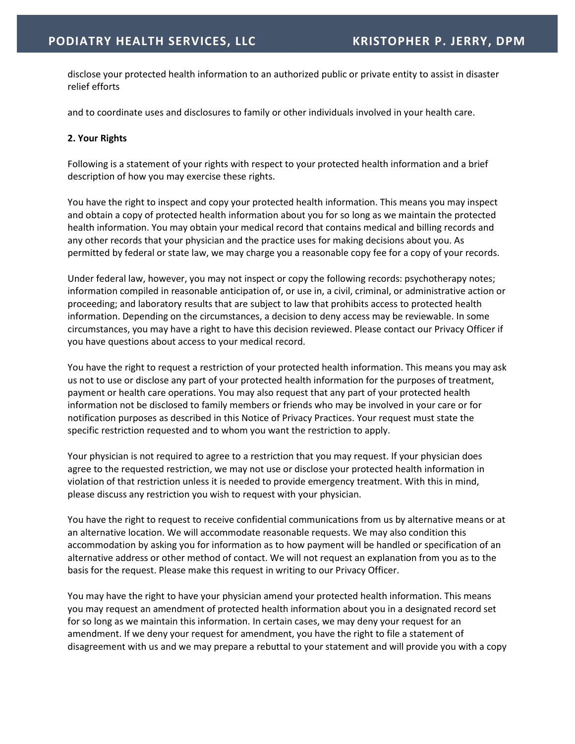disclose your protected health information to an authorized public or private entity to assist in disaster relief efforts

and to coordinate uses and disclosures to family or other individuals involved in your health care.

**2. Your Rights**

Following is a statement of your rights with respect to your protected health information and a brief description of how you may exercise these rights.

You have the right to inspect and copy your protected health information. This means you may inspect and obtain a copy of protected health information about you for so long as we maintain the protected health information. You may obtain your medical record that contains medical and billing records and any other records that your physician and the practice uses for making decisions about you. As permitted by federal or state law, we may charge you a reasonable copy fee for a copy of your records.

Under federal law, however, you may not inspect or copy the following records: psychotherapy notes; information compiled in reasonable anticipation of, or use in, a civil, criminal, or administrative action or proceeding; and laboratory results that are subject to law that prohibits access to protected health information. Depending on the circumstances, a decision to deny access may be reviewable. In some circumstances, you may have a right to have this decision reviewed. Please contact our Privacy Officer if you have questions about access to your medical record.

You have the right to request a restriction of your protected health information. This means you may ask us not to use or disclose any part of your protected health information for the purposes of treatment, payment or health care operations. You may also request that any part of your protected health information not be disclosed to family members or friends who may be involved in your care or for notification purposes as described in this Notice of Privacy Practices. Your request must state the specific restriction requested and to whom you want the restriction to apply.

Your physician is not required to agree to a restriction that you may request. If your physician does agree to the requested restriction, we may not use or disclose your protected health information in violation of that restriction unless it is needed to provide emergency treatment. With this in mind, please discuss any restriction you wish to request with your physician.

You have the right to request to receive confidential communications from us by alternative means or at an alternative location. We will accommodate reasonable requests. We may also condition this accommodation by asking you for information as to how payment will be handled or specification of an alternative address or other method of contact. We will not request an explanation from you as to the basis for the request. Please make this request in writing to our Privacy Officer.

You may have the right to have your physician amend your protected health information. This means you may request an amendment of protected health information about you in a designated record set for so long as we maintain this information. In certain cases, we may deny your request for an amendment. If we deny your request for amendment, you have the right to file a statement of disagreement with us and we may prepare a rebuttal to your statement and will provide you with a copy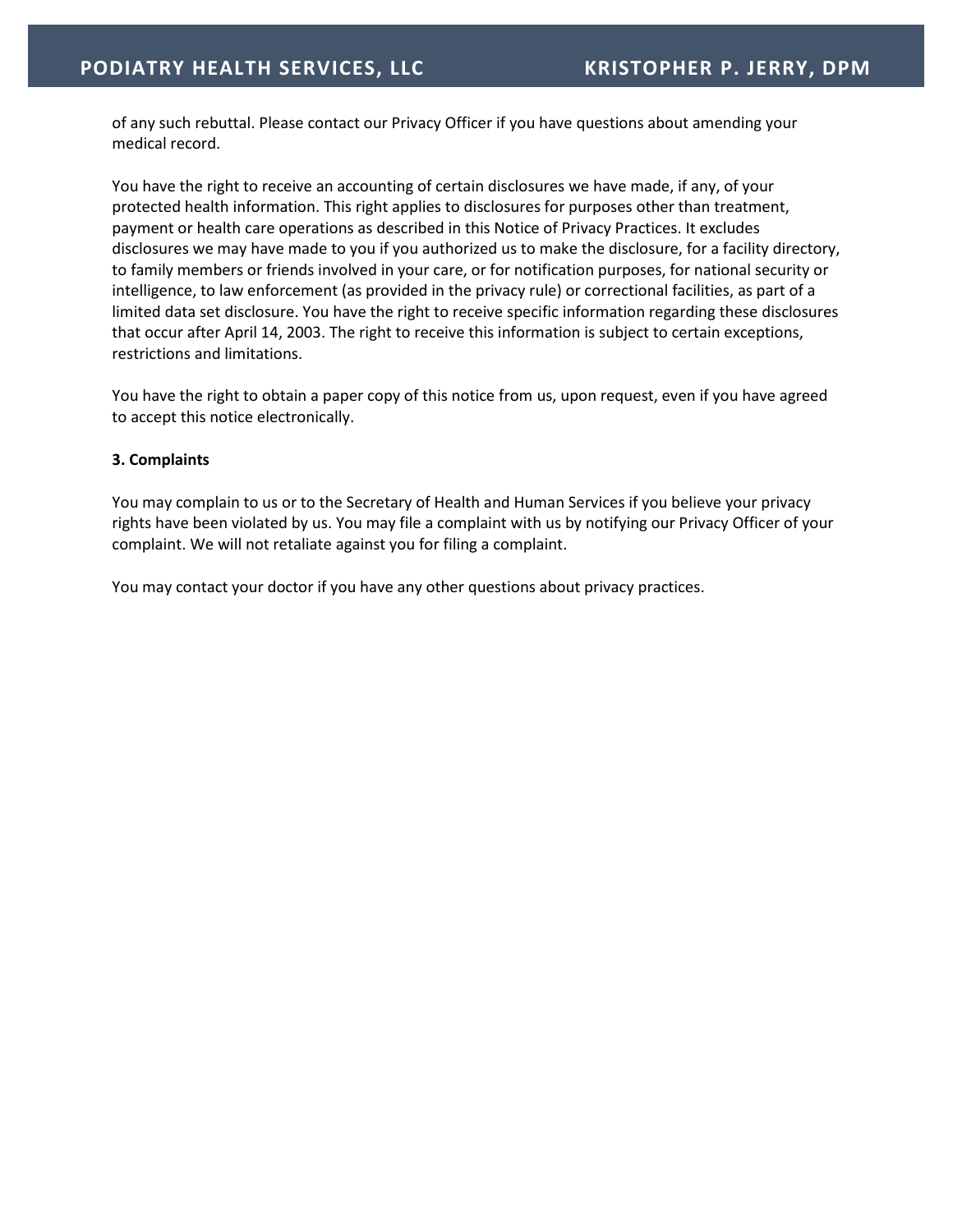of any such rebuttal. Please contact our Privacy Officer if you have questions about amending your medical record.

You have the right to receive an accounting of certain disclosures we have made, if any, of your protected health information. This right applies to disclosures for purposes other than treatment, payment or health care operations as described in this Notice of Privacy Practices. It excludes disclosures we may have made to you if you authorized us to make the disclosure, for a facility directory, to family members or friends involved in your care, or for notification purposes, for national security or intelligence, to law enforcement (as provided in the privacy rule) or correctional facilities, as part of a limited data set disclosure. You have the right to receive specific information regarding these disclosures that occur after April 14, 2003. The right to receive this information is subject to certain exceptions, restrictions and limitations.

You have the right to obtain a paper copy of this notice from us, upon request, even if you have agreed to accept this notice electronically.

**3. Complaints**

You may complain to us or to the Secretary of Health and Human Services if you believe your privacy rights have been violated by us. You may file a complaint with us by notifying our Privacy Officer of your complaint. We will not retaliate against you for filing a complaint.

You may contact your doctor if you have any other questions about privacy practices.